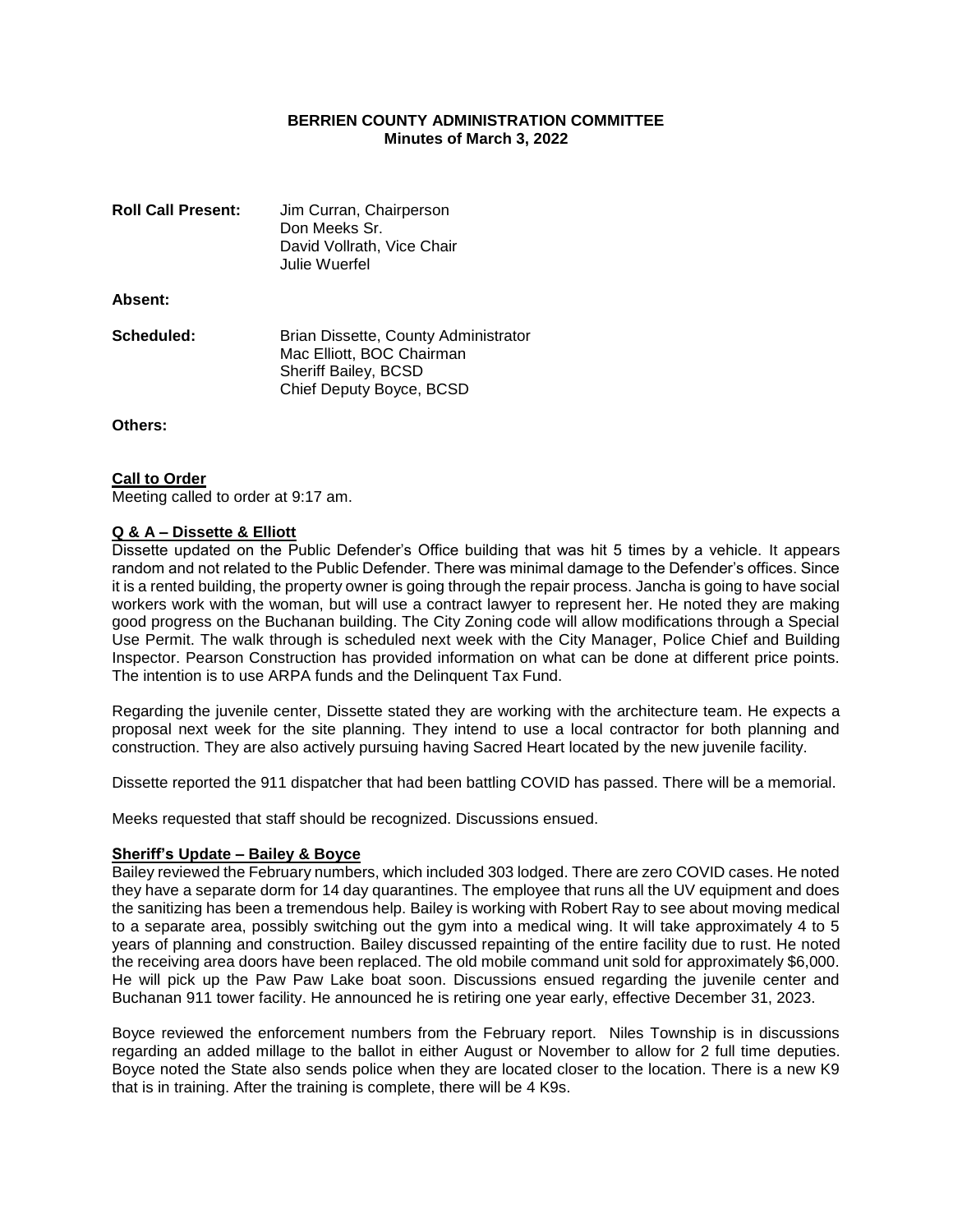# BERRIEN COUNTY ADMINISTRATION COMMITTEE
## Minutes of March 3, 2022

| | |
|---|---|
| **Roll Call Present:** | Jim Curran, Chairperson<br>Don Meeks Sr.<br>David Vollrath, Vice Chair<br>Julie Wuerfel |
| **Absent:** | |
| **Scheduled:** | Brian Dissette, County Administrator<br>Mac Elliott, BOC Chairman<br>Sheriff Bailey, BCSD<br>Chief Deputy Boyce, BCSD |
| **Others:** | |

**Call to Order**

Meeting called to order at 9:17 am.

**Q & A – Dissette & Elliott**

Dissette updated on the Public Defender's Office building that was hit 5 times by a vehicle. It appears random and not related to the Public Defender. There was minimal damage to the Defender's offices. Since it is a rented building, the property owner is going through the repair process. Jancha is going to have social workers work with the woman, but will use a contract lawyer to represent her. He noted they are making good progress on the Buchanan building. The City Zoning code will allow modifications through a Special Use Permit. The walk through is scheduled next week with the City Manager, Police Chief and Building Inspector. Pearson Construction has provided information on what can be done at different price points. The intention is to use ARPA funds and the Delinquent Tax Fund.

Regarding the juvenile center, Dissette stated they are working with the architecture team. He expects a proposal next week for the site planning. They intend to use a local contractor for both planning and construction. They are also actively pursuing having Sacred Heart located by the new juvenile facility.

Dissette reported the 911 dispatcher that had been battling COVID has passed. There will be a memorial.

Meeks requested that staff should be recognized. Discussions ensued.

**Sheriff's Update – Bailey & Boyce**

Bailey reviewed the February numbers, which included 303 lodged. There are zero COVID cases. He noted they have a separate dorm for 14 day quarantines. The employee that runs all the UV equipment and does the sanitizing has been a tremendous help. Bailey is working with Robert Ray to see about moving medical to a separate area, possibly switching out the gym into a medical wing. It will take approximately 4 to 5 years of planning and construction. Bailey discussed repainting of the entire facility due to rust. He noted the receiving area doors have been replaced. The old mobile command unit sold for approximately $6,000. He will pick up the Paw Paw Lake boat soon. Discussions ensued regarding the juvenile center and Buchanan 911 tower facility. He announced he is retiring one year early, effective December 31, 2023.

Boyce reviewed the enforcement numbers from the February report. Niles Township is in discussions regarding an added millage to the ballot in either August or November to allow for 2 full time deputies. Boyce noted the State also sends police when they are located closer to the location. There is a new K9 that is in training. After the training is complete, there will be 4 K9s.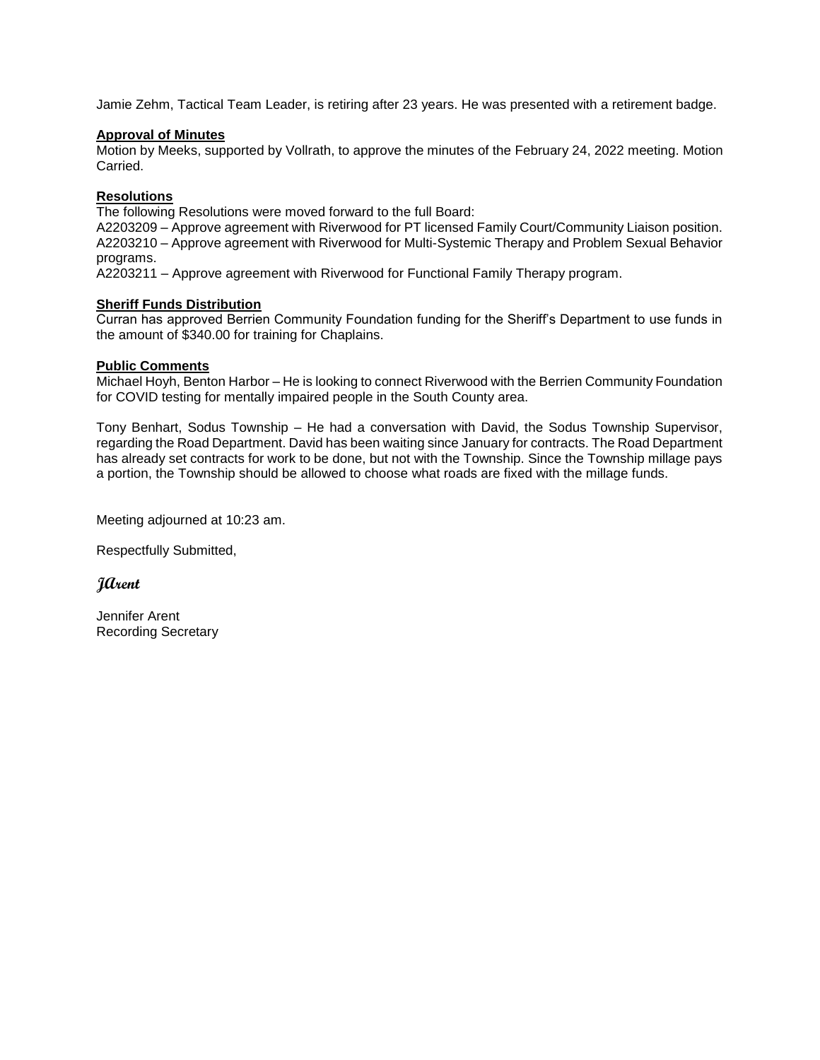Jamie Zehm, Tactical Team Leader, is retiring after 23 years. He was presented with a retirement badge.

**Approval of Minutes**

Motion by Meeks, supported by Vollrath, to approve the minutes of the February 24, 2022 meeting. Motion Carried.

**Resolutions**

The following Resolutions were moved forward to the full Board:

A2203209 – Approve agreement with Riverwood for PT licensed Family Court/Community Liaison position.

A2203210 – Approve agreement with Riverwood for Multi-Systemic Therapy and Problem Sexual Behavior programs.

A2203211 – Approve agreement with Riverwood for Functional Family Therapy program.

**Sheriff Funds Distribution**

Curran has approved Berrien Community Foundation funding for the Sheriff's Department to use funds in the amount of $340.00 for training for Chaplains.

**Public Comments**

Michael Hoyh, Benton Harbor – He is looking to connect Riverwood with the Berrien Community Foundation for COVID testing for mentally impaired people in the South County area.

Tony Benhart, Sodus Township – He had a conversation with David, the Sodus Township Supervisor, regarding the Road Department. David has been waiting since January for contracts. The Road Department has already set contracts for work to be done, but not with the Township. Since the Township millage pays a portion, the Township should be allowed to choose what roads are fixed with the millage funds.

Meeting adjourned at 10:23 am.

Respectfully Submitted,

*JArent*

Jennifer Arent
Recording Secretary